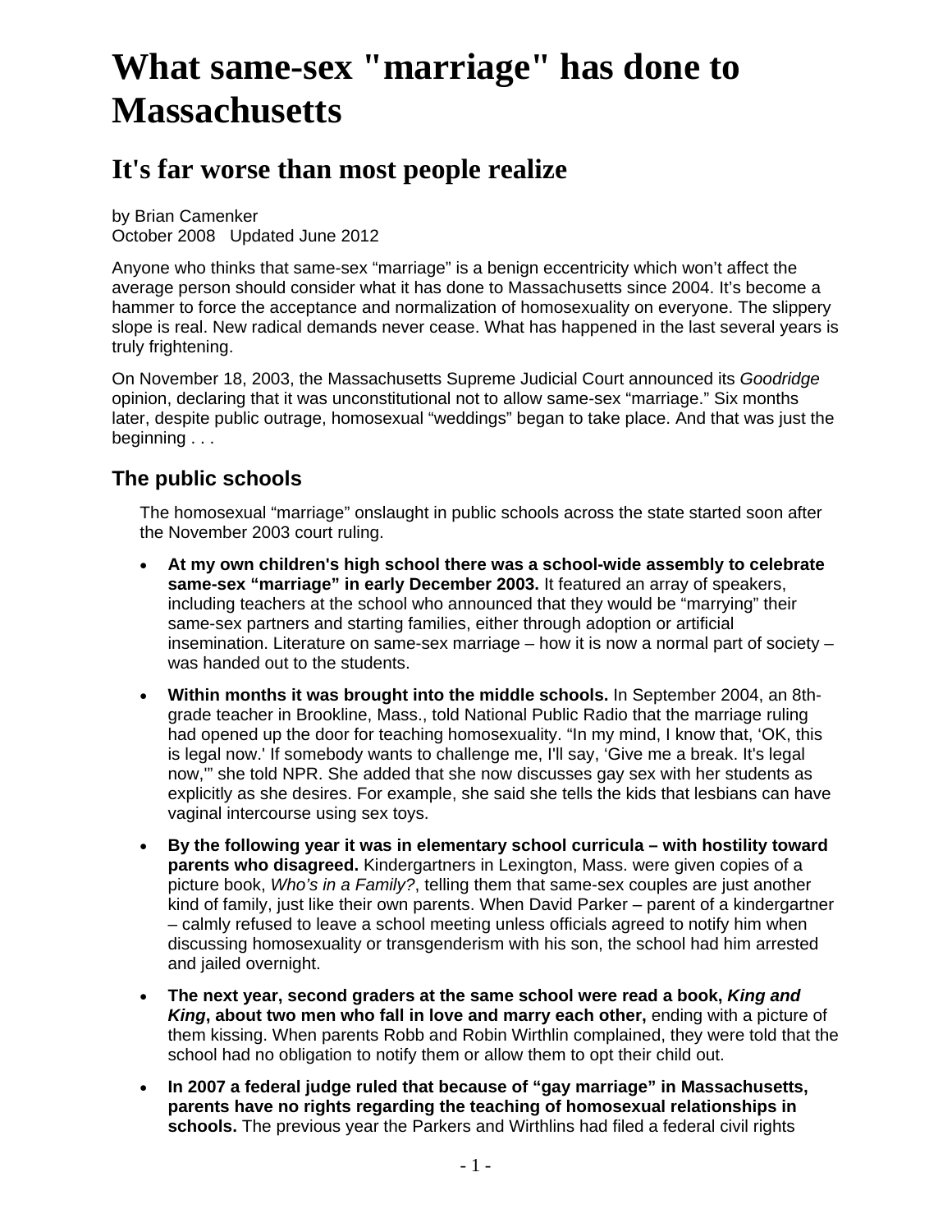# What same-sex "marriage" has done to Massachusetts

## It's far worse than most people realize

by Brian Camenker
October 2008 Updated June 2012

Anyone who thinks that same-sex "marriage" is a benign eccentricity which won't affect the average person should consider what it has done to Massachusetts since 2004. It's become a hammer to force the acceptance and normalization of homosexuality on everyone. The slippery slope is real. New radical demands never cease. What has happened in the last several years is truly frightening.

On November 18, 2003, the Massachusetts Supreme Judicial Court announced its *Goodridge* opinion, declaring that it was unconstitutional not to allow same-sex "marriage." Six months later, despite public outrage, homosexual "weddings" began to take place. And that was just the beginning . . .

### The public schools

The homosexual "marriage" onslaught in public schools across the state started soon after the November 2003 court ruling.

- **At my own children's high school there was a school-wide assembly to celebrate same-sex "marriage" in early December 2003.** It featured an array of speakers, including teachers at the school who announced that they would be "marrying" their same-sex partners and starting families, either through adoption or artificial insemination. Literature on same-sex marriage – how it is now a normal part of society – was handed out to the students.
- **Within months it was brought into the middle schools.** In September 2004, an 8th-grade teacher in Brookline, Mass., told National Public Radio that the marriage ruling had opened up the door for teaching homosexuality. "In my mind, I know that, 'OK, this is legal now.' If somebody wants to challenge me, I'll say, 'Give me a break. It's legal now,'" she told NPR. She added that she now discusses gay sex with her students as explicitly as she desires. For example, she said she tells the kids that lesbians can have vaginal intercourse using sex toys.
- **By the following year it was in elementary school curricula – with hostility toward parents who disagreed.** Kindergartners in Lexington, Mass. were given copies of a picture book, *Who's in a Family?*, telling them that same-sex couples are just another kind of family, just like their own parents. When David Parker – parent of a kindergartner – calmly refused to leave a school meeting unless officials agreed to notify him when discussing homosexuality or transgenderism with his son, the school had him arrested and jailed overnight.
- **The next year, second graders at the same school were read a book, *King and King*, about two men who fall in love and marry each other,** ending with a picture of them kissing. When parents Robb and Robin Wirthlin complained, they were told that the school had no obligation to notify them or allow them to opt their child out.
- **In 2007 a federal judge ruled that because of "gay marriage" in Massachusetts, parents have no rights regarding the teaching of homosexual relationships in schools.** The previous year the Parkers and Wirthlins had filed a federal civil rights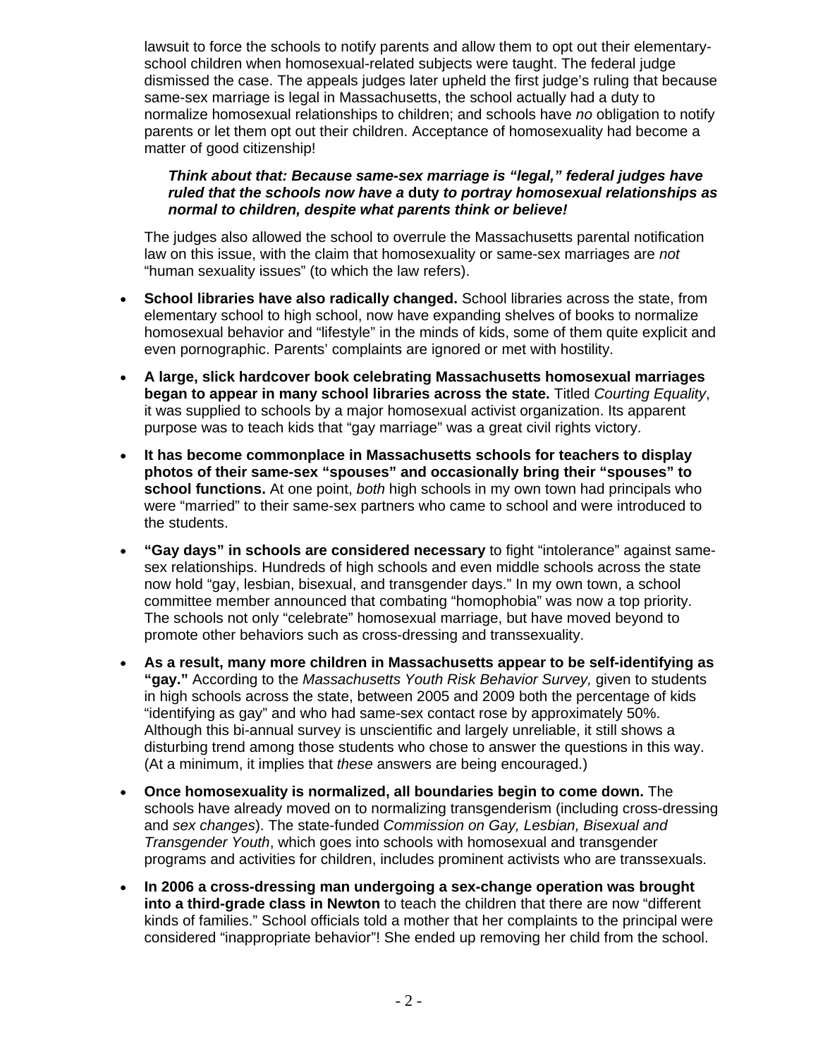lawsuit to force the schools to notify parents and allow them to opt out their elementary-school children when homosexual-related subjects were taught. The federal judge dismissed the case. The appeals judges later upheld the first judge's ruling that because same-sex marriage is legal in Massachusetts, the school actually had a duty to normalize homosexual relationships to children; and schools have *no* obligation to notify parents or let them opt out their children. Acceptance of homosexuality had become a matter of good citizenship!

> ***Think about that: Because same-sex marriage is "legal," federal judges have ruled that the schools now have a* duty *to portray homosexual relationships as normal to children, despite what parents think or believe!***

The judges also allowed the school to overrule the Massachusetts parental notification law on this issue, with the claim that homosexuality or same-sex marriages are *not* "human sexuality issues" (to which the law refers).

- **School libraries have also radically changed.** School libraries across the state, from elementary school to high school, now have expanding shelves of books to normalize homosexual behavior and "lifestyle" in the minds of kids, some of them quite explicit and even pornographic. Parents' complaints are ignored or met with hostility.
- **A large, slick hardcover book celebrating Massachusetts homosexual marriages began to appear in many school libraries across the state.** Titled *Courting Equality*, it was supplied to schools by a major homosexual activist organization. Its apparent purpose was to teach kids that "gay marriage" was a great civil rights victory.
- **It has become commonplace in Massachusetts schools for teachers to display photos of their same-sex "spouses" and occasionally bring their "spouses" to school functions.** At one point, *both* high schools in my own town had principals who were "married" to their same-sex partners who came to school and were introduced to the students.
- **"Gay days" in schools are considered necessary** to fight "intolerance" against same-sex relationships. Hundreds of high schools and even middle schools across the state now hold "gay, lesbian, bisexual, and transgender days." In my own town, a school committee member announced that combating "homophobia" was now a top priority. The schools not only "celebrate" homosexual marriage, but have moved beyond to promote other behaviors such as cross-dressing and transsexuality.
- **As a result, many more children in Massachusetts appear to be self-identifying as "gay."** According to the *Massachusetts Youth Risk Behavior Survey,* given to students in high schools across the state, between 2005 and 2009 both the percentage of kids "identifying as gay" and who had same-sex contact rose by approximately 50%. Although this bi-annual survey is unscientific and largely unreliable, it still shows a disturbing trend among those students who chose to answer the questions in this way. (At a minimum, it implies that *these* answers are being encouraged.)
- **Once homosexuality is normalized, all boundaries begin to come down.** The schools have already moved on to normalizing transgenderism (including cross-dressing and *sex changes*). The state-funded *Commission on Gay, Lesbian, Bisexual and Transgender Youth*, which goes into schools with homosexual and transgender programs and activities for children, includes prominent activists who are transsexuals.
- **In 2006 a cross-dressing man undergoing a sex-change operation was brought into a third-grade class in Newton** to teach the children that there are now "different kinds of families." School officials told a mother that her complaints to the principal were considered "inappropriate behavior"! She ended up removing her child from the school.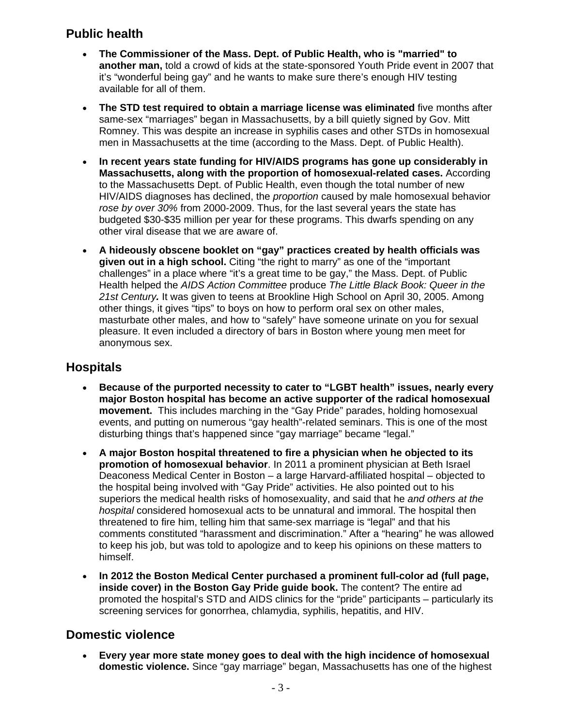## Public health

- **The Commissioner of the Mass. Dept. of Public Health, who is "married" to another man,** told a crowd of kids at the state-sponsored Youth Pride event in 2007 that it's "wonderful being gay" and he wants to make sure there's enough HIV testing available for all of them.

- **The STD test required to obtain a marriage license was eliminated** five months after same-sex "marriages" began in Massachusetts, by a bill quietly signed by Gov. Mitt Romney. This was despite an increase in syphilis cases and other STDs in homosexual men in Massachusetts at the time (according to the Mass. Dept. of Public Health).

- **In recent years state funding for HIV/AIDS programs has gone up considerably in Massachusetts, along with the proportion of homosexual-related cases.** According to the Massachusetts Dept. of Public Health, even though the total number of new HIV/AIDS diagnoses has declined, the *proportion* caused by male homosexual behavior *rose by over 30%* from 2000-2009. Thus, for the last several years the state has budgeted $30-$35 million per year for these programs. This dwarfs spending on any other viral disease that we are aware of.

- **A hideously obscene booklet on "gay" practices created by health officials was given out in a high school.** Citing "the right to marry" as one of the "important challenges" in a place where "it's a great time to be gay," the Mass. Dept. of Public Health helped the *AIDS Action Committee* produce *The Little Black Book: Queer in the 21st Century.* It was given to teens at Brookline High School on April 30, 2005. Among other things, it gives "tips" to boys on how to perform oral sex on other males, masturbate other males, and how to "safely" have someone urinate on you for sexual pleasure. It even included a directory of bars in Boston where young men meet for anonymous sex.

## Hospitals

- **Because of the purported necessity to cater to "LGBT health" issues, nearly every major Boston hospital has become an active supporter of the radical homosexual movement.** This includes marching in the "Gay Pride" parades, holding homosexual events, and putting on numerous "gay health"-related seminars. This is one of the most disturbing things that's happened since "gay marriage" became "legal."

- **A major Boston hospital threatened to fire a physician when he objected to its promotion of homosexual behavior**. In 2011 a prominent physician at Beth Israel Deaconess Medical Center in Boston – a large Harvard-affiliated hospital – objected to the hospital being involved with "Gay Pride" activities. He also pointed out to his superiors the medical health risks of homosexuality, and said that he *and others at the hospital* considered homosexual acts to be unnatural and immoral. The hospital then threatened to fire him, telling him that same-sex marriage is "legal" and that his comments constituted "harassment and discrimination." After a "hearing" he was allowed to keep his job, but was told to apologize and to keep his opinions on these matters to himself.

- **In 2012 the Boston Medical Center purchased a prominent full-color ad (full page, inside cover) in the Boston Gay Pride guide book.** The content? The entire ad promoted the hospital's STD and AIDS clinics for the "pride" participants – particularly its screening services for gonorrhea, chlamydia, syphilis, hepatitis, and HIV.

## Domestic violence

- **Every year more state money goes to deal with the high incidence of homosexual domestic violence.** Since "gay marriage" began, Massachusetts has one of the highest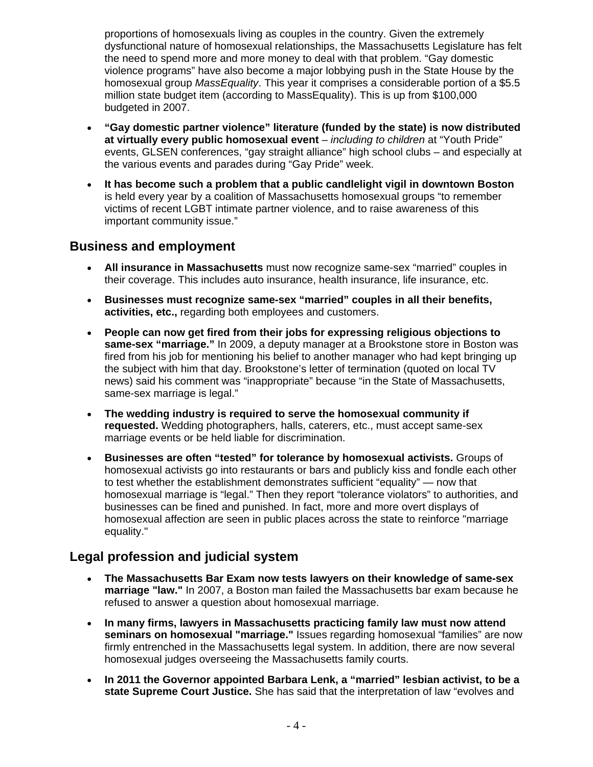proportions of homosexuals living as couples in the country. Given the extremely dysfunctional nature of homosexual relationships, the Massachusetts Legislature has felt the need to spend more and more money to deal with that problem. "Gay domestic violence programs" have also become a major lobbying push in the State House by the homosexual group *MassEquality*. This year it comprises a considerable portion of a $5.5 million state budget item (according to MassEquality). This is up from $100,000 budgeted in 2007.

- **"Gay domestic partner violence" literature (funded by the state) is now distributed at virtually every public homosexual event** – *including to children* at "Youth Pride" events, GLSEN conferences, "gay straight alliance" high school clubs – and especially at the various events and parades during "Gay Pride" week.
- **It has become such a problem that a public candlelight vigil in downtown Boston** is held every year by a coalition of Massachusetts homosexual groups "to remember victims of recent LGBT intimate partner violence, and to raise awareness of this important community issue."

## Business and employment

- **All insurance in Massachusetts** must now recognize same-sex "married" couples in their coverage. This includes auto insurance, health insurance, life insurance, etc.
- **Businesses must recognize same-sex "married" couples in all their benefits, activities, etc.,** regarding both employees and customers.
- **People can now get fired from their jobs for expressing religious objections to same-sex "marriage."** In 2009, a deputy manager at a Brookstone store in Boston was fired from his job for mentioning his belief to another manager who had kept bringing up the subject with him that day. Brookstone's letter of termination (quoted on local TV news) said his comment was "inappropriate" because "in the State of Massachusetts, same-sex marriage is legal."
- **The wedding industry is required to serve the homosexual community if requested.** Wedding photographers, halls, caterers, etc., must accept same-sex marriage events or be held liable for discrimination.
- **Businesses are often "tested" for tolerance by homosexual activists.** Groups of homosexual activists go into restaurants or bars and publicly kiss and fondle each other to test whether the establishment demonstrates sufficient "equality" — now that homosexual marriage is "legal." Then they report "tolerance violators" to authorities, and businesses can be fined and punished. In fact, more and more overt displays of homosexual affection are seen in public places across the state to reinforce "marriage equality."

## Legal profession and judicial system

- **The Massachusetts Bar Exam now tests lawyers on their knowledge of same-sex marriage "law."** In 2007, a Boston man failed the Massachusetts bar exam because he refused to answer a question about homosexual marriage.
- **In many firms, lawyers in Massachusetts practicing family law must now attend seminars on homosexual "marriage."** Issues regarding homosexual "families" are now firmly entrenched in the Massachusetts legal system. In addition, there are now several homosexual judges overseeing the Massachusetts family courts.
- **In 2011 the Governor appointed Barbara Lenk, a "married" lesbian activist, to be a state Supreme Court Justice.** She has said that the interpretation of law "evolves and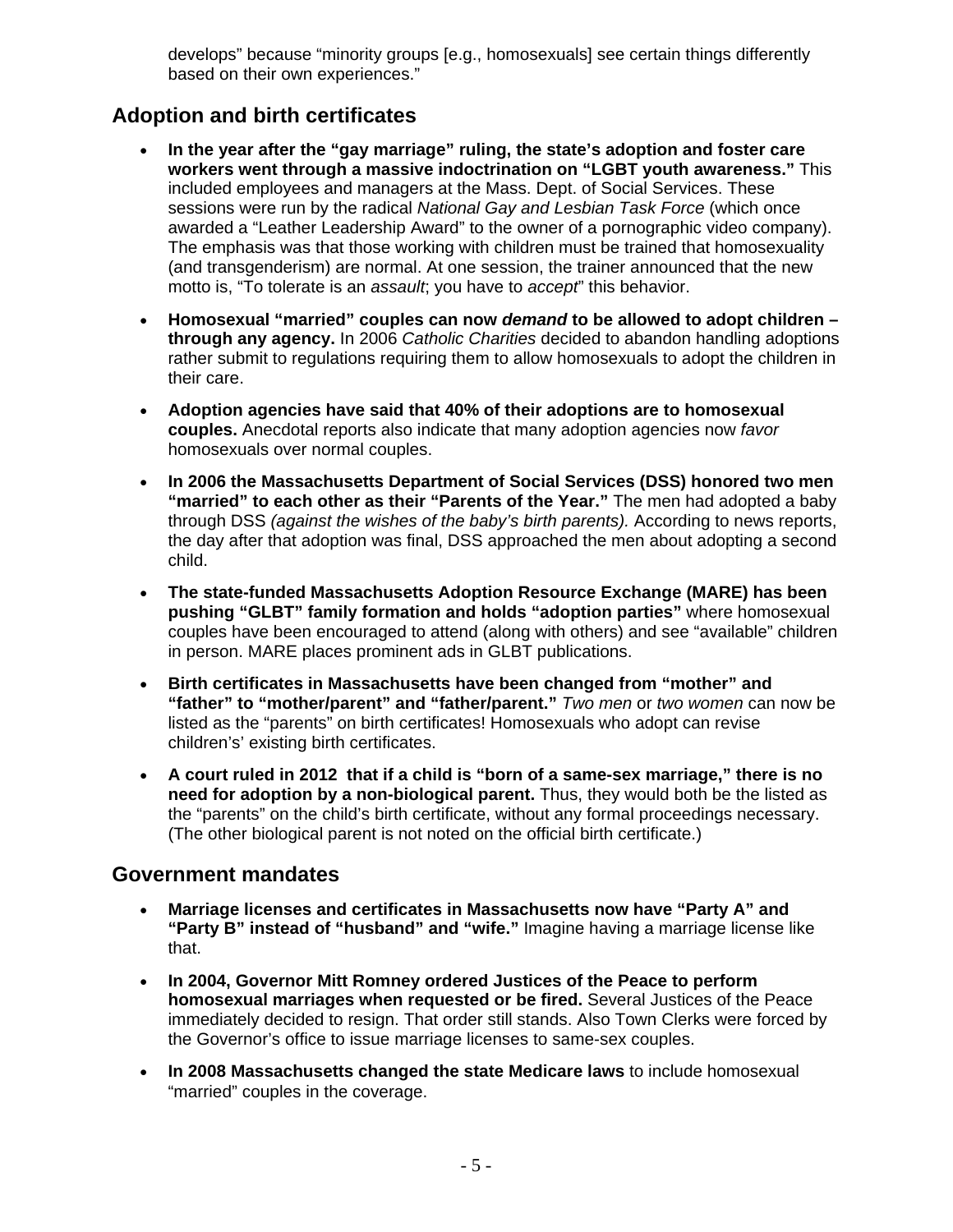develops" because "minority groups [e.g., homosexuals] see certain things differently based on their own experiences."

## Adoption and birth certificates

- **In the year after the "gay marriage" ruling, the state's adoption and foster care workers went through a massive indoctrination on "LGBT youth awareness."** This included employees and managers at the Mass. Dept. of Social Services. These sessions were run by the radical *National Gay and Lesbian Task Force* (which once awarded a "Leather Leadership Award" to the owner of a pornographic video company). The emphasis was that those working with children must be trained that homosexuality (and transgenderism) are normal. At one session, the trainer announced that the new motto is, "To tolerate is an *assault*; you have to *accept*" this behavior.

- **Homosexual "married" couples can now *demand* to be allowed to adopt children – through any agency.** In 2006 *Catholic Charities* decided to abandon handling adoptions rather submit to regulations requiring them to allow homosexuals to adopt the children in their care.

- **Adoption agencies have said that 40% of their adoptions are to homosexual couples.** Anecdotal reports also indicate that many adoption agencies now *favor* homosexuals over normal couples.

- **In 2006 the Massachusetts Department of Social Services (DSS) honored two men "married" to each other as their "Parents of the Year."** The men had adopted a baby through DSS *(against the wishes of the baby's birth parents).* According to news reports, the day after that adoption was final, DSS approached the men about adopting a second child.

- **The state-funded Massachusetts Adoption Resource Exchange (MARE) has been pushing "GLBT" family formation and holds "adoption parties"** where homosexual couples have been encouraged to attend (along with others) and see "available" children in person. MARE places prominent ads in GLBT publications.

- **Birth certificates in Massachusetts have been changed from "mother" and "father" to "mother/parent" and "father/parent."** *Two men* or *two women* can now be listed as the "parents" on birth certificates! Homosexuals who adopt can revise children's' existing birth certificates.

- **A court ruled in 2012 that if a child is "born of a same-sex marriage," there is no need for adoption by a non-biological parent.** Thus, they would both be the listed as the "parents" on the child's birth certificate, without any formal proceedings necessary. (The other biological parent is not noted on the official birth certificate.)

## Government mandates

- **Marriage licenses and certificates in Massachusetts now have "Party A" and "Party B" instead of "husband" and "wife."** Imagine having a marriage license like that.

- **In 2004, Governor Mitt Romney ordered Justices of the Peace to perform homosexual marriages when requested or be fired.** Several Justices of the Peace immediately decided to resign. That order still stands. Also Town Clerks were forced by the Governor's office to issue marriage licenses to same-sex couples.

- **In 2008 Massachusetts changed the state Medicare laws** to include homosexual "married" couples in the coverage.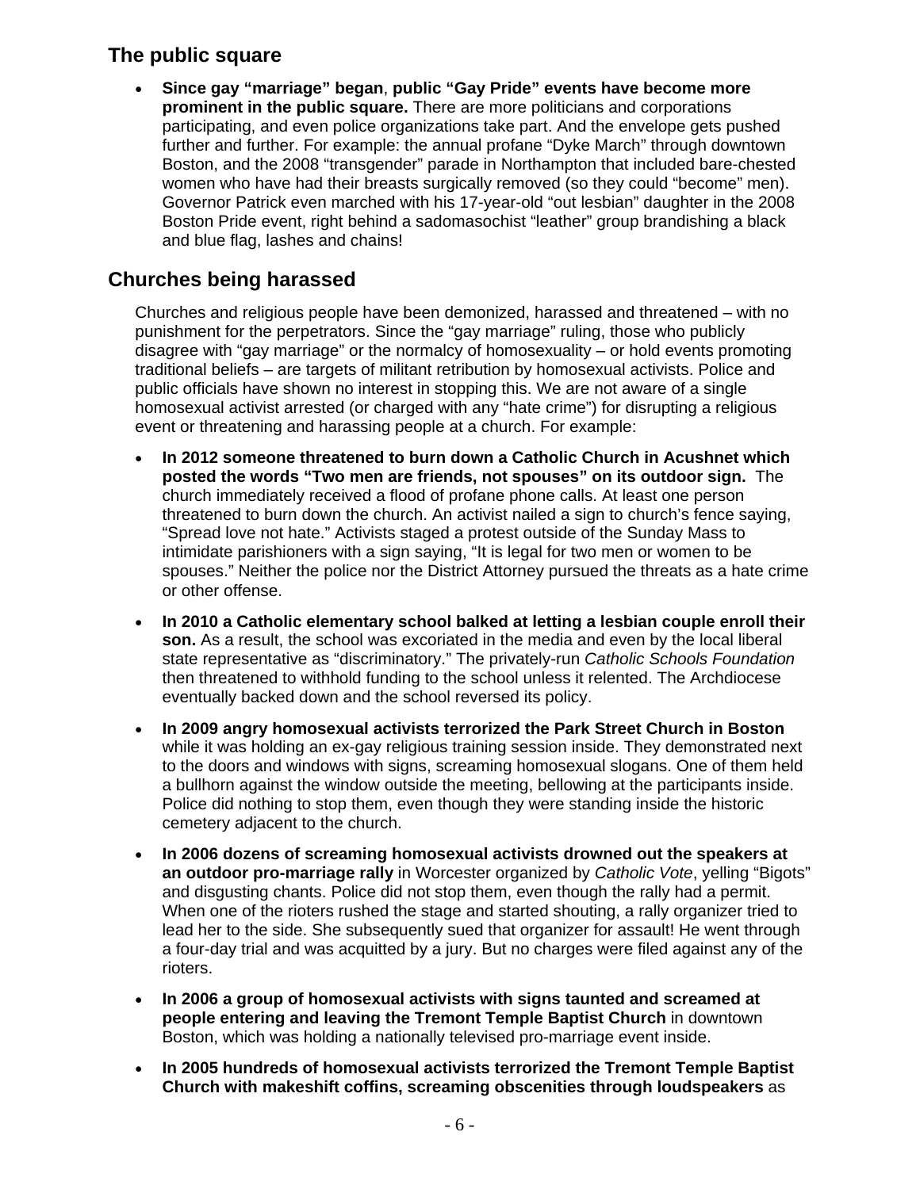## The public square

- **Since gay "marriage" began**, **public "Gay Pride" events have become more prominent in the public square.** There are more politicians and corporations participating, and even police organizations take part. And the envelope gets pushed further and further. For example: the annual profane "Dyke March" through downtown Boston, and the 2008 "transgender" parade in Northampton that included bare-chested women who have had their breasts surgically removed (so they could "become" men). Governor Patrick even marched with his 17-year-old "out lesbian" daughter in the 2008 Boston Pride event, right behind a sadomasochist "leather" group brandishing a black and blue flag, lashes and chains!

## Churches being harassed

Churches and religious people have been demonized, harassed and threatened – with no punishment for the perpetrators. Since the "gay marriage" ruling, those who publicly disagree with "gay marriage" or the normalcy of homosexuality – or hold events promoting traditional beliefs – are targets of militant retribution by homosexual activists. Police and public officials have shown no interest in stopping this. We are not aware of a single homosexual activist arrested (or charged with any "hate crime") for disrupting a religious event or threatening and harassing people at a church. For example:

- **In 2012 someone threatened to burn down a Catholic Church in Acushnet which posted the words "Two men are friends, not spouses" on its outdoor sign.** The church immediately received a flood of profane phone calls. At least one person threatened to burn down the church. An activist nailed a sign to church's fence saying, "Spread love not hate." Activists staged a protest outside of the Sunday Mass to intimidate parishioners with a sign saying, "It is legal for two men or women to be spouses." Neither the police nor the District Attorney pursued the threats as a hate crime or other offense.
- **In 2010 a Catholic elementary school balked at letting a lesbian couple enroll their son.** As a result, the school was excoriated in the media and even by the local liberal state representative as "discriminatory." The privately-run *Catholic Schools Foundation* then threatened to withhold funding to the school unless it relented. The Archdiocese eventually backed down and the school reversed its policy.
- **In 2009 angry homosexual activists terrorized the Park Street Church in Boston** while it was holding an ex-gay religious training session inside. They demonstrated next to the doors and windows with signs, screaming homosexual slogans. One of them held a bullhorn against the window outside the meeting, bellowing at the participants inside. Police did nothing to stop them, even though they were standing inside the historic cemetery adjacent to the church.
- **In 2006 dozens of screaming homosexual activists drowned out the speakers at an outdoor pro-marriage rally** in Worcester organized by *Catholic Vote*, yelling "Bigots" and disgusting chants. Police did not stop them, even though the rally had a permit. When one of the rioters rushed the stage and started shouting, a rally organizer tried to lead her to the side. She subsequently sued that organizer for assault! He went through a four-day trial and was acquitted by a jury. But no charges were filed against any of the rioters.
- **In 2006 a group of homosexual activists with signs taunted and screamed at people entering and leaving the Tremont Temple Baptist Church** in downtown Boston, which was holding a nationally televised pro-marriage event inside.
- **In 2005 hundreds of homosexual activists terrorized the Tremont Temple Baptist Church with makeshift coffins, screaming obscenities through loudspeakers** as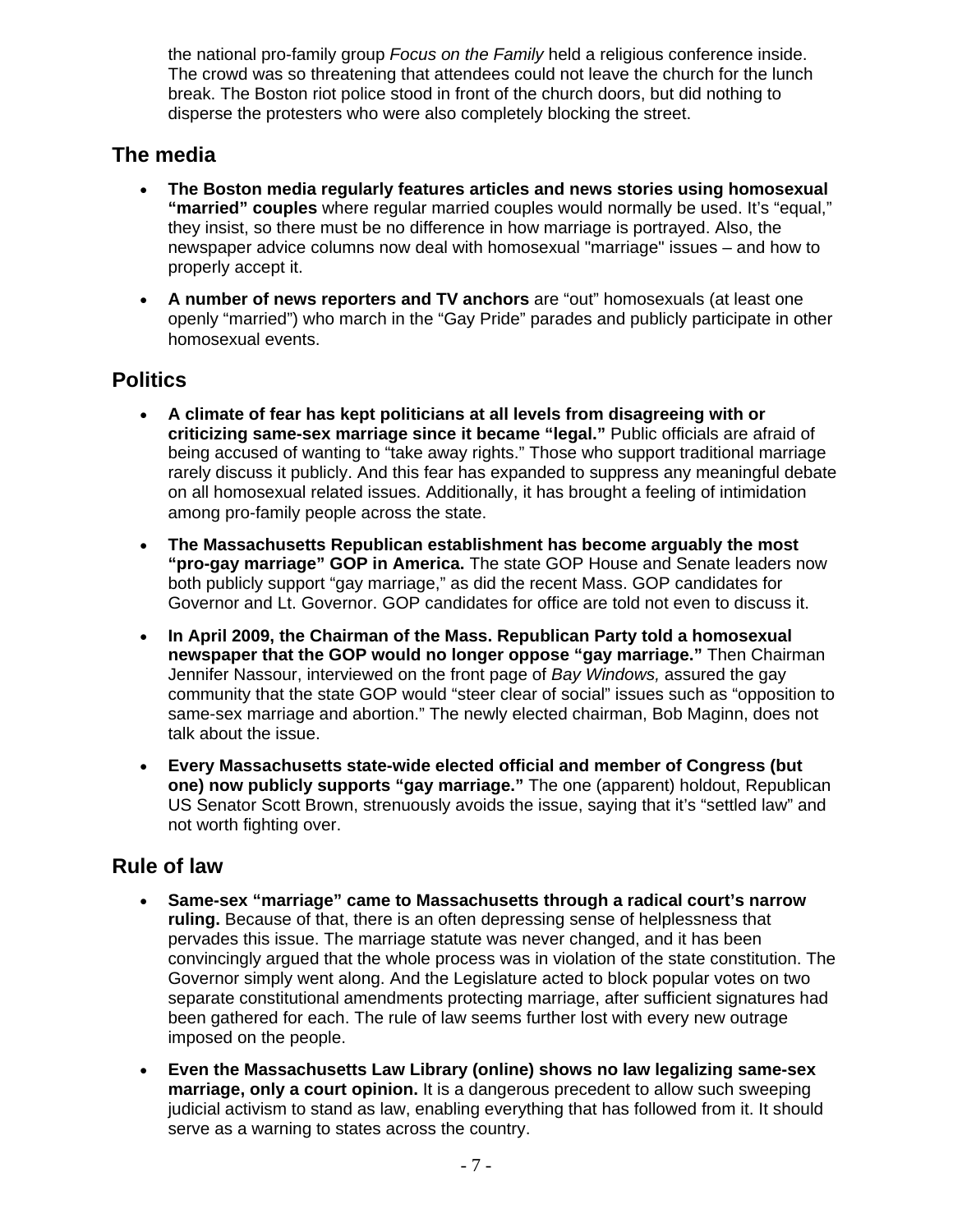the national pro-family group *Focus on the Family* held a religious conference inside. The crowd was so threatening that attendees could not leave the church for the lunch break. The Boston riot police stood in front of the church doors, but did nothing to disperse the protesters who were also completely blocking the street.

## The media

- **The Boston media regularly features articles and news stories using homosexual "married" couples** where regular married couples would normally be used. It's "equal," they insist, so there must be no difference in how marriage is portrayed. Also, the newspaper advice columns now deal with homosexual "marriage" issues – and how to properly accept it.
- **A number of news reporters and TV anchors** are "out" homosexuals (at least one openly "married") who march in the "Gay Pride" parades and publicly participate in other homosexual events.

## Politics

- **A climate of fear has kept politicians at all levels from disagreeing with or criticizing same-sex marriage since it became "legal."** Public officials are afraid of being accused of wanting to "take away rights." Those who support traditional marriage rarely discuss it publicly. And this fear has expanded to suppress any meaningful debate on all homosexual related issues. Additionally, it has brought a feeling of intimidation among pro-family people across the state.
- **The Massachusetts Republican establishment has become arguably the most "pro-gay marriage" GOP in America.** The state GOP House and Senate leaders now both publicly support "gay marriage," as did the recent Mass. GOP candidates for Governor and Lt. Governor. GOP candidates for office are told not even to discuss it.
- **In April 2009, the Chairman of the Mass. Republican Party told a homosexual newspaper that the GOP would no longer oppose "gay marriage."** Then Chairman Jennifer Nassour, interviewed on the front page of *Bay Windows,* assured the gay community that the state GOP would "steer clear of social" issues such as "opposition to same-sex marriage and abortion." The newly elected chairman, Bob Maginn, does not talk about the issue.
- **Every Massachusetts state-wide elected official and member of Congress (but one) now publicly supports "gay marriage."** The one (apparent) holdout, Republican US Senator Scott Brown, strenuously avoids the issue, saying that it's "settled law" and not worth fighting over.

## Rule of law

- **Same-sex "marriage" came to Massachusetts through a radical court's narrow ruling.** Because of that, there is an often depressing sense of helplessness that pervades this issue. The marriage statute was never changed, and it has been convincingly argued that the whole process was in violation of the state constitution. The Governor simply went along. And the Legislature acted to block popular votes on two separate constitutional amendments protecting marriage, after sufficient signatures had been gathered for each. The rule of law seems further lost with every new outrage imposed on the people.
- **Even the Massachusetts Law Library (online) shows no law legalizing same-sex marriage, only a court opinion.** It is a dangerous precedent to allow such sweeping judicial activism to stand as law, enabling everything that has followed from it. It should serve as a warning to states across the country.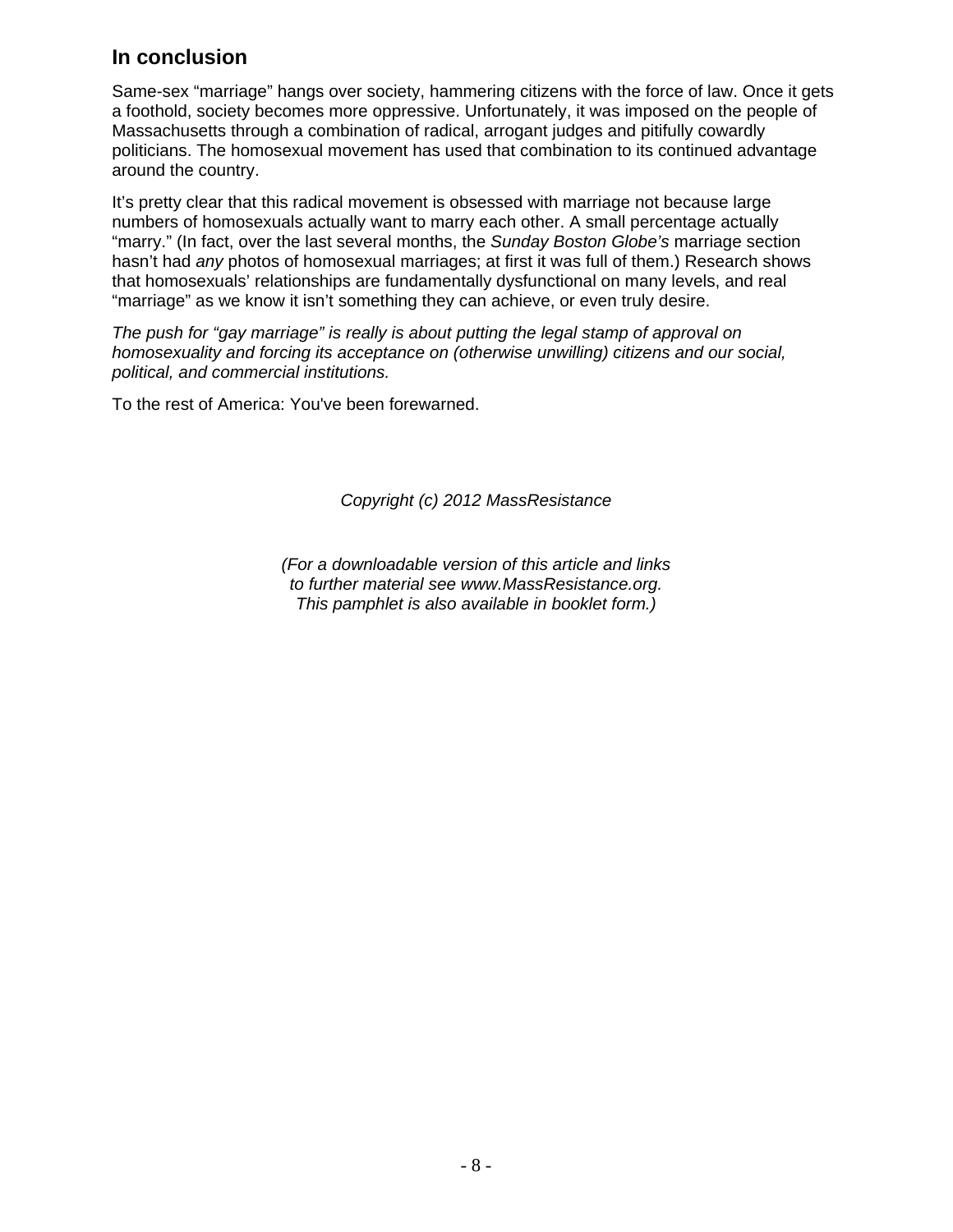## In conclusion

Same-sex “marriage” hangs over society, hammering citizens with the force of law. Once it gets a foothold, society becomes more oppressive. Unfortunately, it was imposed on the people of Massachusetts through a combination of radical, arrogant judges and pitifully cowardly politicians. The homosexual movement has used that combination to its continued advantage around the country.

It’s pretty clear that this radical movement is obsessed with marriage not because large numbers of homosexuals actually want to marry each other. A small percentage actually “marry.” (In fact, over the last several months, the *Sunday Boston Globe’s* marriage section hasn’t had *any* photos of homosexual marriages; at first it was full of them.) Research shows that homosexuals’ relationships are fundamentally dysfunctional on many levels, and real “marriage” as we know it isn’t something they can achieve, or even truly desire.

*The push for “gay marriage” is really is about putting the legal stamp of approval on homosexuality and forcing its acceptance on (otherwise unwilling) citizens and our social, political, and commercial institutions.*

To the rest of America: You've been forewarned.

*Copyright (c) 2012 MassResistance*

*(For a downloadable version of this article and links to further material see www.MassResistance.org. This pamphlet is also available in booklet form.)*